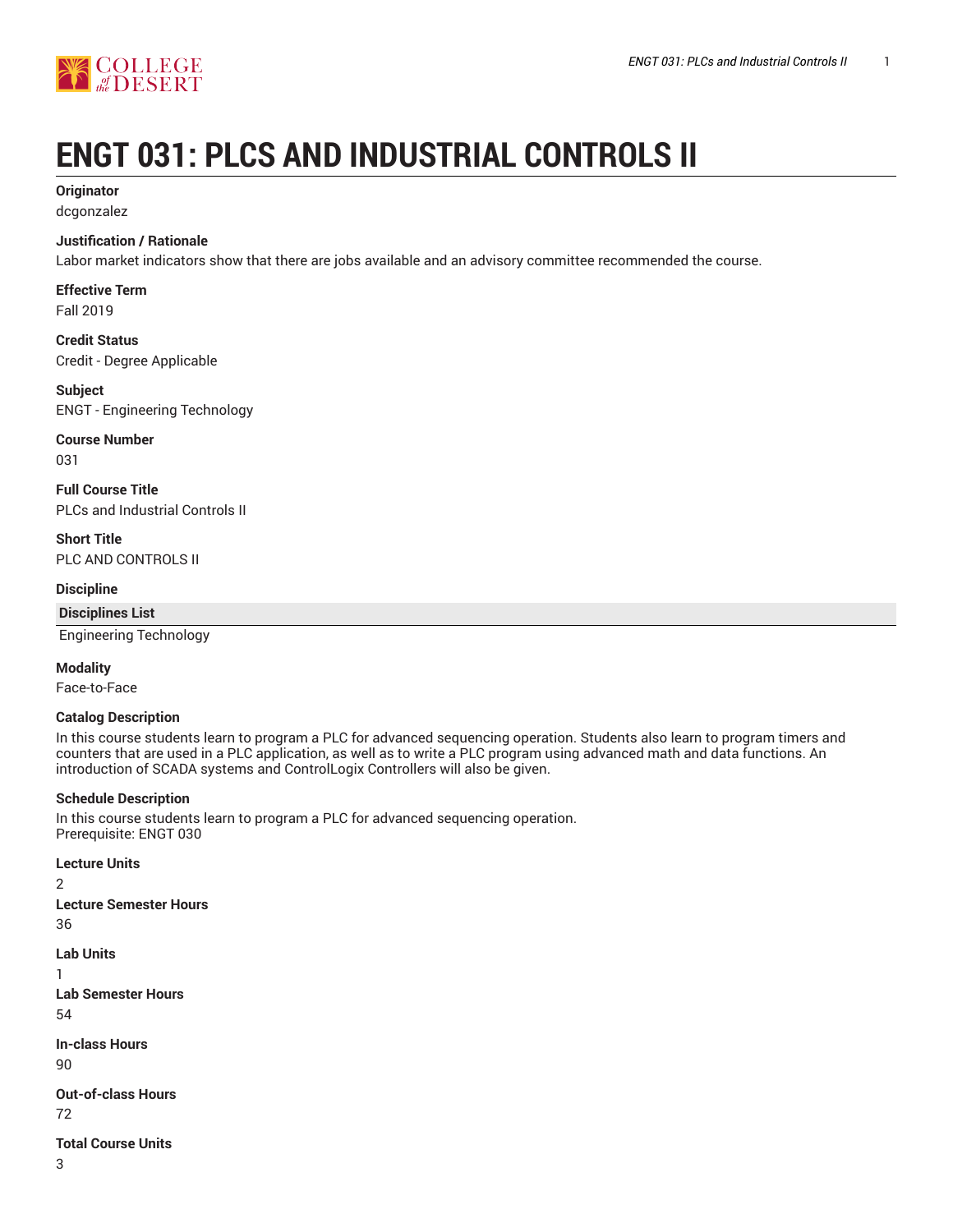# ENGT 031: PLCS AND INDUSTRIAL CONTROLS II

**Originator**
dcgonzalez

**Justification / Rationale**
Labor market indicators show that there are jobs available and an advisory committee recommended the course.

**Effective Term**
Fall 2019

**Credit Status**
Credit - Degree Applicable

**Subject**
ENGT - Engineering Technology

**Course Number**
031

**Full Course Title**
PLCs and Industrial Controls II

**Short Title**
PLC AND CONTROLS II

**Discipline**

| Disciplines List |
| --- |
| Engineering Technology |

**Modality**
Face-to-Face

**Catalog Description**
In this course students learn to program a PLC for advanced sequencing operation. Students also learn to program timers and counters that are used in a PLC application, as well as to write a PLC program using advanced math and data functions. An introduction of SCADA systems and ControlLogix Controllers will also be given.

**Schedule Description**
In this course students learn to program a PLC for advanced sequencing operation.
Prerequisite: ENGT 030

**Lecture Units**
2

**Lecture Semester Hours**
36

**Lab Units**
1

**Lab Semester Hours**
54

**In-class Hours**
90

**Out-of-class Hours**
72

**Total Course Units**
3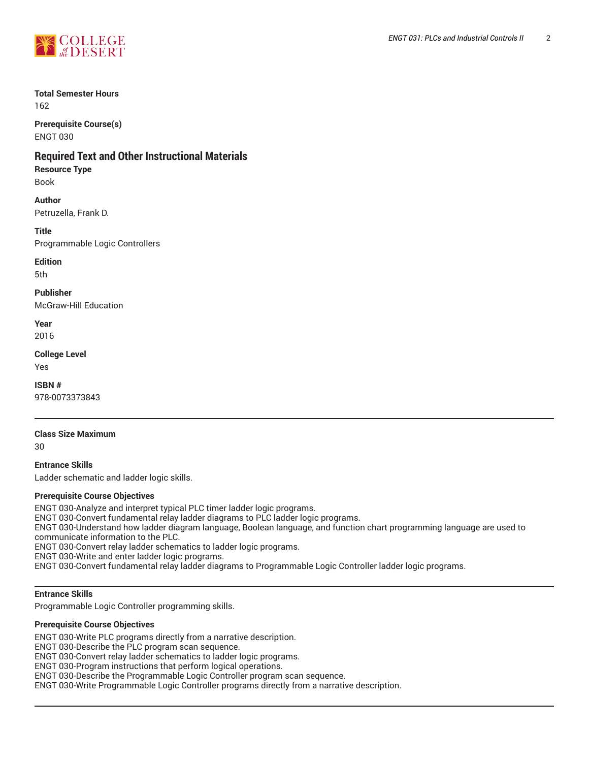**Total Semester Hours**
162

**Prerequisite Course(s)**
ENGT 030

## Required Text and Other Instructional Materials

**Resource Type**
Book

**Author**
Petruzella, Frank D.

**Title**
Programmable Logic Controllers

**Edition**
5th

**Publisher**
McGraw-Hill Education

**Year**
2016

**College Level**
Yes

**ISBN #**
978-0073373843

---

**Class Size Maximum**
30

**Entrance Skills**
Ladder schematic and ladder logic skills.

**Prerequisite Course Objectives**
ENGT 030-Analyze and interpret typical PLC timer ladder logic programs.
ENGT 030-Convert fundamental relay ladder diagrams to PLC ladder logic programs.
ENGT 030-Understand how ladder diagram language, Boolean language, and function chart programming language are used to communicate information to the PLC.
ENGT 030-Convert relay ladder schematics to ladder logic programs.
ENGT 030-Write and enter ladder logic programs.
ENGT 030-Convert fundamental relay ladder diagrams to Programmable Logic Controller ladder logic programs.

---

**Entrance Skills**
Programmable Logic Controller programming skills.

**Prerequisite Course Objectives**
ENGT 030-Write PLC programs directly from a narrative description.
ENGT 030-Describe the PLC program scan sequence.
ENGT 030-Convert relay ladder schematics to ladder logic programs.
ENGT 030-Program instructions that perform logical operations.
ENGT 030-Describe the Programmable Logic Controller program scan sequence.
ENGT 030-Write Programmable Logic Controller programs directly from a narrative description.

---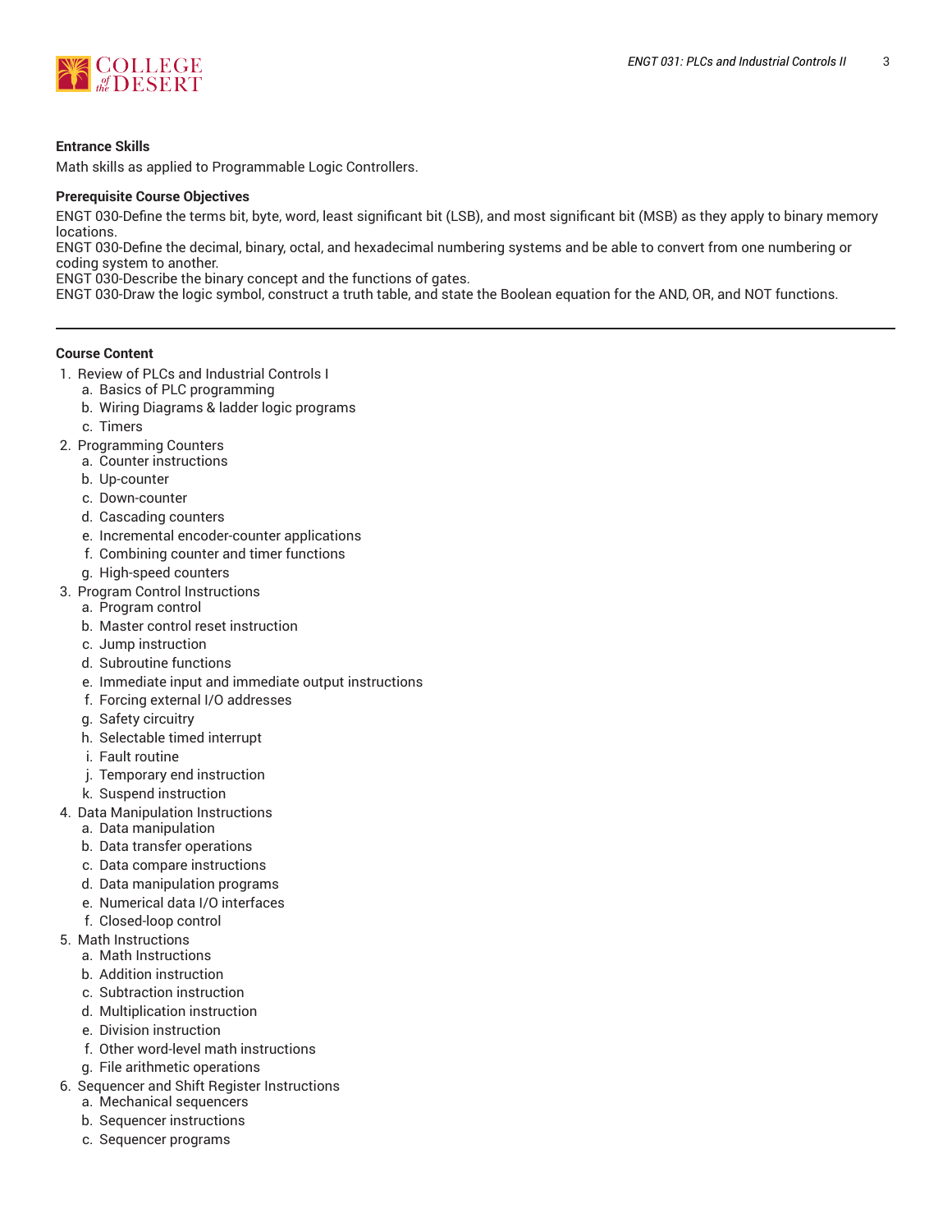**Entrance Skills**

Math skills as applied to Programmable Logic Controllers.

**Prerequisite Course Objectives**

ENGT 030-Define the terms bit, byte, word, least significant bit (LSB), and most significant bit (MSB) as they apply to binary memory locations.
ENGT 030-Define the decimal, binary, octal, and hexadecimal numbering systems and be able to convert from one numbering or coding system to another.
ENGT 030-Describe the binary concept and the functions of gates.
ENGT 030-Draw the logic symbol, construct a truth table, and state the Boolean equation for the AND, OR, and NOT functions.

---

**Course Content**

1. Review of PLCs and Industrial Controls I
    a. Basics of PLC programming
    b. Wiring Diagrams & ladder logic programs
    c. Timers
2. Programming Counters
    a. Counter instructions
    b. Up-counter
    c. Down-counter
    d. Cascading counters
    e. Incremental encoder-counter applications
    f. Combining counter and timer functions
    g. High-speed counters
3. Program Control Instructions
    a. Program control
    b. Master control reset instruction
    c. Jump instruction
    d. Subroutine functions
    e. Immediate input and immediate output instructions
    f. Forcing external I/O addresses
    g. Safety circuitry
    h. Selectable timed interrupt
    i. Fault routine
    j. Temporary end instruction
    k. Suspend instruction
4. Data Manipulation Instructions
    a. Data manipulation
    b. Data transfer operations
    c. Data compare instructions
    d. Data manipulation programs
    e. Numerical data I/O interfaces
    f. Closed-loop control
5. Math Instructions
    a. Math Instructions
    b. Addition instruction
    c. Subtraction instruction
    d. Multiplication instruction
    e. Division instruction
    f. Other word-level math instructions
    g. File arithmetic operations
6. Sequencer and Shift Register Instructions
    a. Mechanical sequencers
    b. Sequencer instructions
    c. Sequencer programs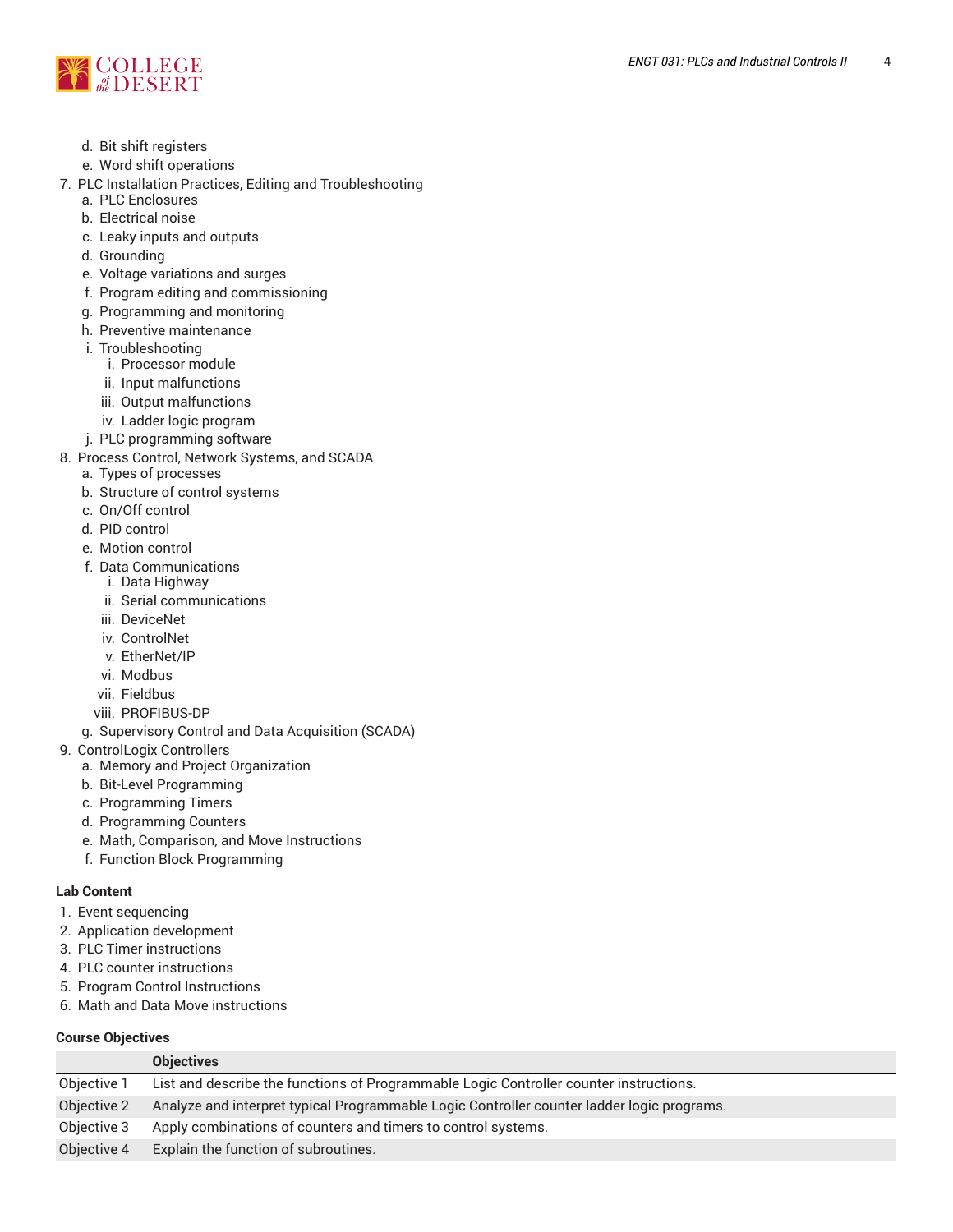d. Bit shift registers
   e. Word shift operations
7. PLC Installation Practices, Editing and Troubleshooting
   a. PLC Enclosures
   b. Electrical noise
   c. Leaky inputs and outputs
   d. Grounding
   e. Voltage variations and surges
   f. Program editing and commissioning
   g. Programming and monitoring
   h. Preventive maintenance
   i. Troubleshooting
      i. Processor module
      ii. Input malfunctions
      iii. Output malfunctions
      iv. Ladder logic program
   j. PLC programming software
8. Process Control, Network Systems, and SCADA
   a. Types of processes
   b. Structure of control systems
   c. On/Off control
   d. PID control
   e. Motion control
   f. Data Communications
      i. Data Highway
      ii. Serial communications
      iii. DeviceNet
      iv. ControlNet
      v. EtherNet/IP
      vi. Modbus
      vii. Fieldbus
      viii. PROFIBUS-DP
   g. Supervisory Control and Data Acquisition (SCADA)
9. ControlLogix Controllers
   a. Memory and Project Organization
   b. Bit-Level Programming
   c. Programming Timers
   d. Programming Counters
   e. Math, Comparison, and Move Instructions
   f. Function Block Programming

**Lab Content**

1. Event sequencing
2. Application development
3. PLC Timer instructions
4. PLC counter instructions
5. Program Control Instructions
6. Math and Data Move instructions

**Course Objectives**

| | Objectives |
|---|---|
| Objective 1 | List and describe the functions of Programmable Logic Controller counter instructions. |
| Objective 2 | Analyze and interpret typical Programmable Logic Controller counter ladder logic programs. |
| Objective 3 | Apply combinations of counters and timers to control systems. |
| Objective 4 | Explain the function of subroutines. |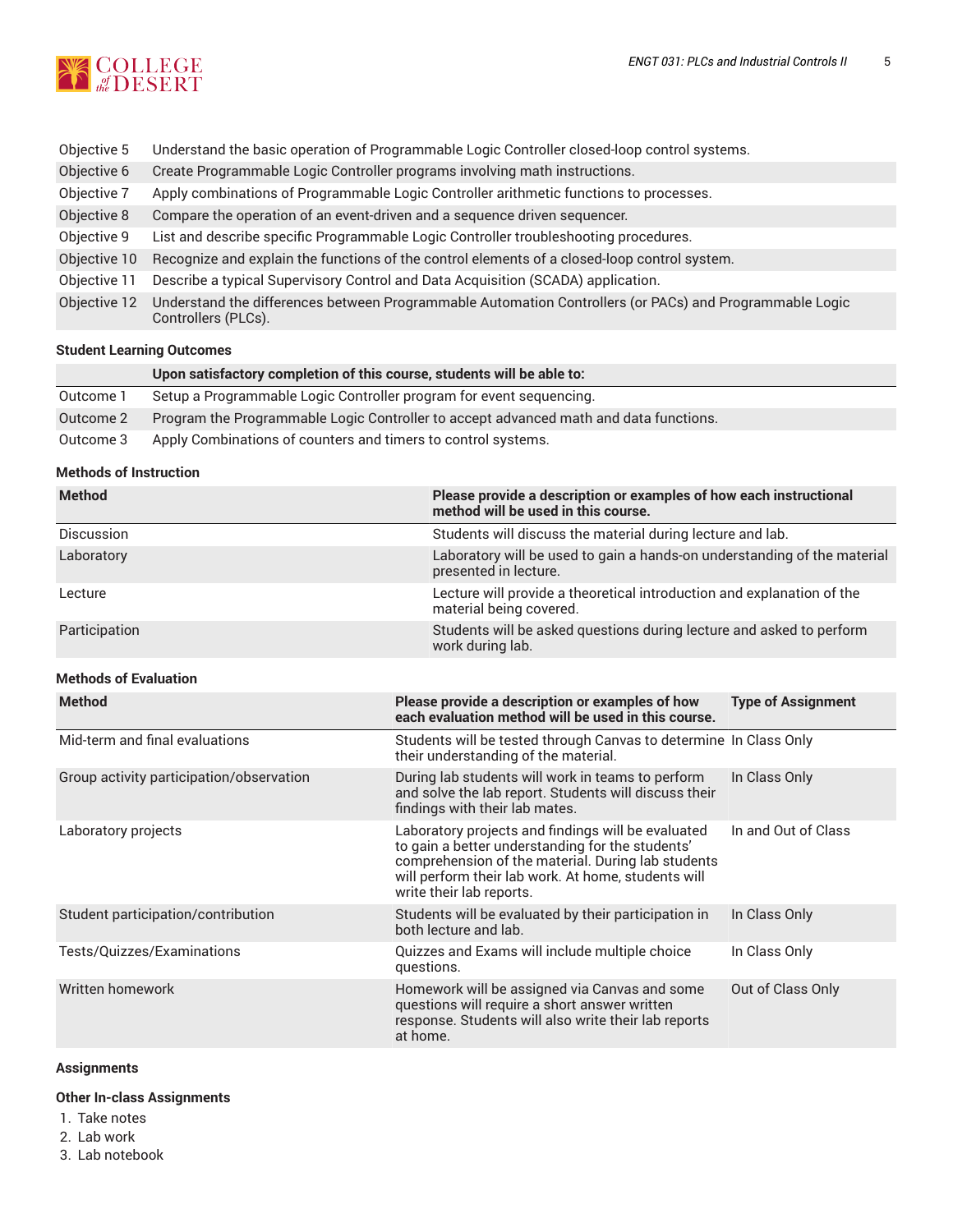| | |
|---|---|
| Objective 5 | Understand the basic operation of Programmable Logic Controller closed-loop control systems. |
| Objective 6 | Create Programmable Logic Controller programs involving math instructions. |
| Objective 7 | Apply combinations of Programmable Logic Controller arithmetic functions to processes. |
| Objective 8 | Compare the operation of an event-driven and a sequence driven sequencer. |
| Objective 9 | List and describe specific Programmable Logic Controller troubleshooting procedures. |
| Objective 10 | Recognize and explain the functions of the control elements of a closed-loop control system. |
| Objective 11 | Describe a typical Supervisory Control and Data Acquisition (SCADA) application. |
| Objective 12 | Understand the differences between Programmable Automation Controllers (or PACs) and Programmable Logic Controllers (PLCs). |

### Student Learning Outcomes

| | Upon satisfactory completion of this course, students will be able to: |
|---|---|
| Outcome 1 | Setup a Programmable Logic Controller program for event sequencing. |
| Outcome 2 | Program the Programmable Logic Controller to accept advanced math and data functions. |
| Outcome 3 | Apply Combinations of counters and timers to control systems. |

### Methods of Instruction

| Method | Please provide a description or examples of how each instructional method will be used in this course. |
|---|---|
| Discussion | Students will discuss the material during lecture and lab. |
| Laboratory | Laboratory will be used to gain a hands-on understanding of the material presented in lecture. |
| Lecture | Lecture will provide a theoretical introduction and explanation of the material being covered. |
| Participation | Students will be asked questions during lecture and asked to perform work during lab. |

### Methods of Evaluation

| Method | Please provide a description or examples of how each evaluation method will be used in this course. | Type of Assignment |
|---|---|---|
| Mid-term and final evaluations | Students will be tested through Canvas to determine their understanding of the material. | In Class Only |
| Group activity participation/observation | During lab students will work in teams to perform and solve the lab report. Students will discuss their findings with their lab mates. | In Class Only |
| Laboratory projects | Laboratory projects and findings will be evaluated to gain a better understanding for the students' comprehension of the material. During lab students will perform their lab work. At home, students will write their lab reports. | In and Out of Class |
| Student participation/contribution | Students will be evaluated by their participation in both lecture and lab. | In Class Only |
| Tests/Quizzes/Examinations | Quizzes and Exams will include multiple choice questions. | In Class Only |
| Written homework | Homework will be assigned via Canvas and some questions will require a short answer written response. Students will also write their lab reports at home. | Out of Class Only |

### Assignments

#### Other In-class Assignments

1. Take notes
2. Lab work
3. Lab notebook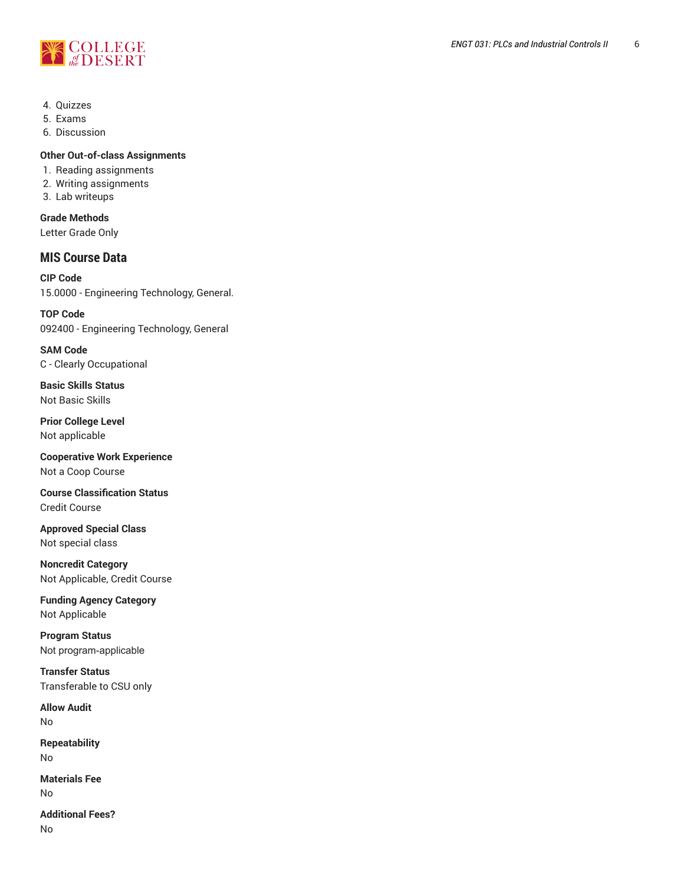4. Quizzes
5. Exams
6. Discussion

### Other Out-of-class Assignments

1. Reading assignments
2. Writing assignments
3. Lab writeups

### Grade Methods

Letter Grade Only

## MIS Course Data

### CIP Code

15.0000 - Engineering Technology, General.

### TOP Code

092400 - Engineering Technology, General

### SAM Code

C - Clearly Occupational

### Basic Skills Status

Not Basic Skills

### Prior College Level

Not applicable

### Cooperative Work Experience

Not a Coop Course

### Course Classification Status

Credit Course

### Approved Special Class

Not special class

### Noncredit Category

Not Applicable, Credit Course

### Funding Agency Category

Not Applicable

### Program Status

Not program-applicable

### Transfer Status

Transferable to CSU only

### Allow Audit

No

### Repeatability

No

### Materials Fee

No

### Additional Fees?

No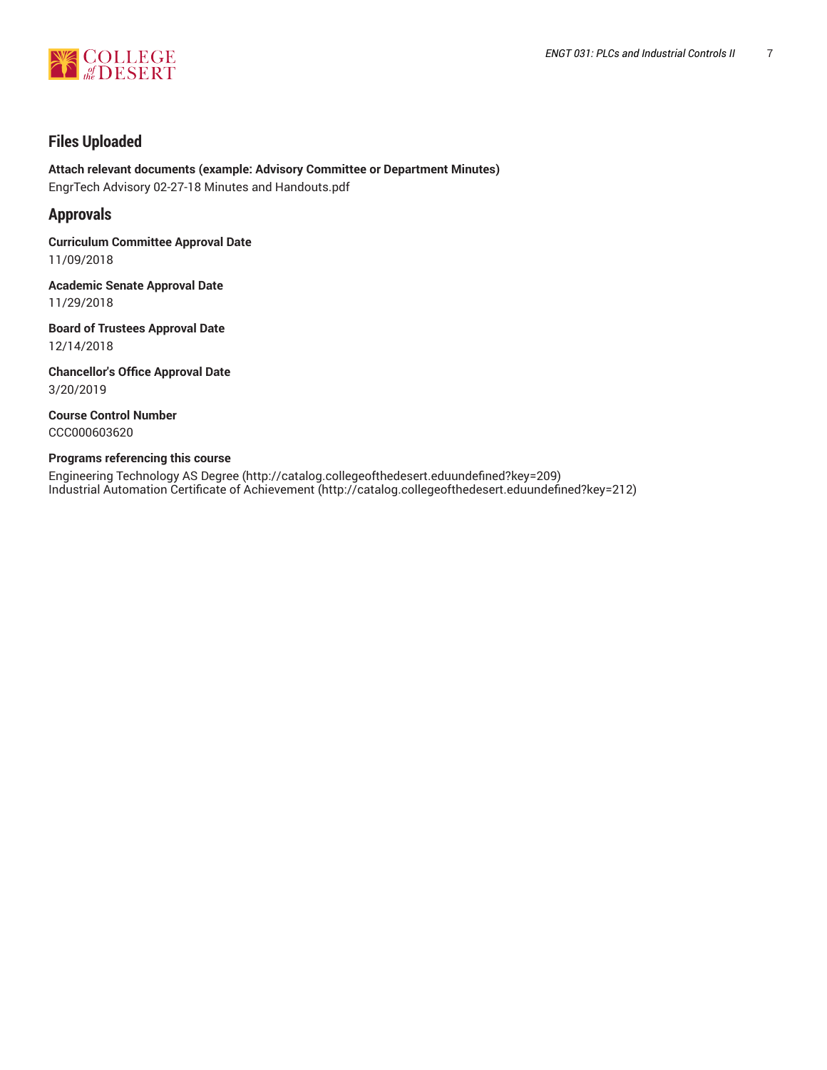## Files Uploaded

**Attach relevant documents (example: Advisory Committee or Department Minutes)**
EngrTech Advisory 02-27-18 Minutes and Handouts.pdf

## Approvals

**Curriculum Committee Approval Date**
11/09/2018

**Academic Senate Approval Date**
11/29/2018

**Board of Trustees Approval Date**
12/14/2018

**Chancellor's Office Approval Date**
3/20/2019

**Course Control Number**
CCC000603620

**Programs referencing this course**
Engineering Technology AS Degree (http://catalog.collegeofthedesert.eduundefined?key=209)
Industrial Automation Certificate of Achievement (http://catalog.collegeofthedesert.eduundefined?key=212)